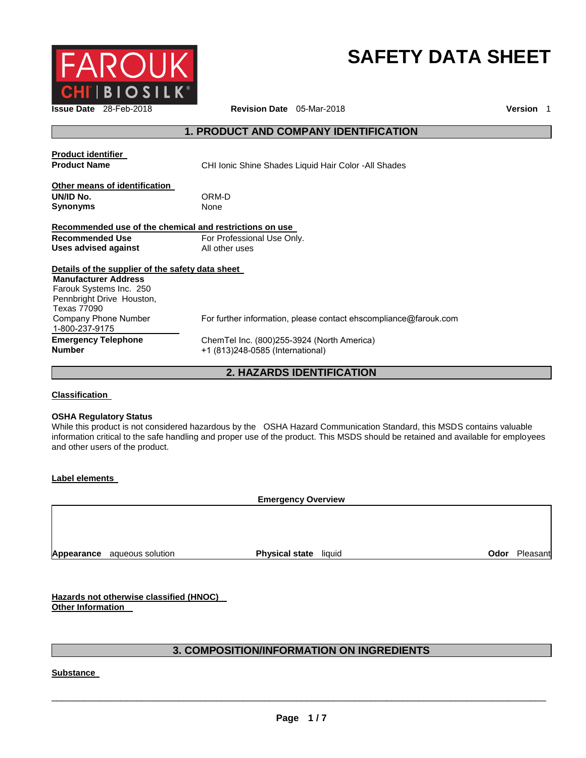FAROUK CHI | BIOSILK

# SAFETY DATA SHEET

**Issue Date** 28-Feb-2018 **Revision Date** 05-Mar-2018 **Version** 1

## 1. PRODUCT AND COMPANY IDENTIFICATION

**Product identifier**

| | |
|---|---|
| **Product Name** | CHI Ionic Shine Shades Liquid Hair Color -All Shades |

**Other means of identification**

| | |
|---|---|
| **UN/ID No.** | ORM-D |
| **Synonyms** | None |

**Recommended use of the chemical and restrictions on use**

| | |
|---|---|
| **Recommended Use** | For Professional Use Only. |
| **Uses advised against** | All other uses |

**Details of the supplier of the safety data sheet**

**Manufacturer Address**
Farouk Systems Inc. 250 Pennbright Drive Houston, Texas 77090

| | |
|---|---|
| Company Phone Number 1-800-237-9175 | For further information, please contact ehscompliance@farouk.com |
| **Emergency Telephone Number** | ChemTel Inc. (800)255-3924 (North America)<br>+1 (813)248-0585 (International) |

## 2. HAZARDS IDENTIFICATION

**Classification**

**OSHA Regulatory Status**
While this product is not considered hazardous by the OSHA Hazard Communication Standard, this MSDS contains valuable information critical to the safe handling and proper use of the product. This MSDS should be retained and available for employees and other users of the product.

**Label elements**

**Emergency Overview**

| | | |
|---|---|---|
| **Appearance** aqueous solution | **Physical state** liquid | **Odor** Pleasant |

**Hazards not otherwise classified (HNOC)**
**Other Information**

## 3. COMPOSITION/INFORMATION ON INGREDIENTS

**Substance**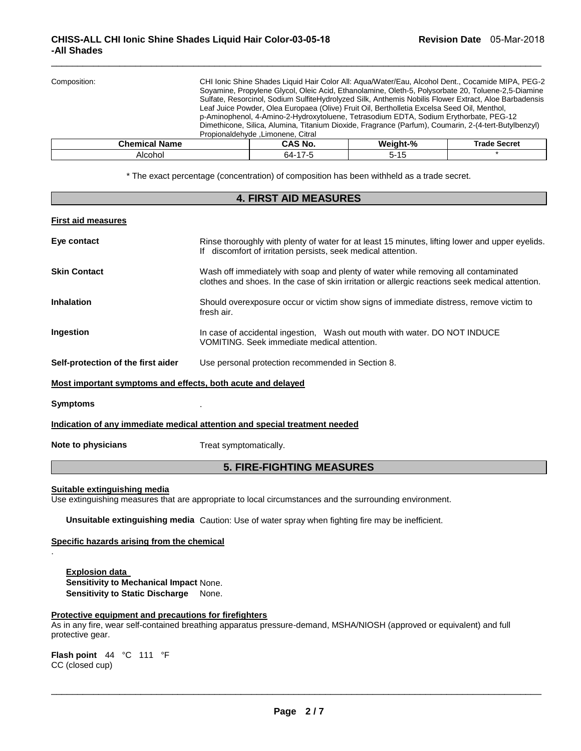Composition: CHI Ionic Shine Shades Liquid Hair Color All: Aqua/Water/Eau, Alcohol Dent., Cocamide MIPA, PEG-2 Soyamine, Propylene Glycol, Oleic Acid, Ethanolamine, Oleth-5, Polysorbate 20, Toluene-2,5-Diamine Sulfate, Resorcinol, Sodium SulfiteHydrolyzed Silk, Anthemis Nobilis Flower Extract, Aloe Barbadensis Leaf Juice Powder, Olea Europaea (Olive) Fruit Oil, Bertholletia Excelsa Seed Oil, Menthol, p-Aminophenol, 4-Amino-2-Hydroxytoluene, Tetrasodium EDTA, Sodium Erythorbate, PEG-12 Dimethicone, Silica, Alumina, Titanium Dioxide, Fragrance (Parfum), Coumarin, 2-(4-tert-Butylbenzyl) Propionaldehyde ,Limonene, Citral

| Chemical Name | CAS No. | Weight-% | Trade Secret |
| --- | --- | --- | --- |
| Alcohol | 64-17-5 | 5-15 | * |

\* The exact percentage (concentration) of composition has been withheld as a trade secret.

## 4. FIRST AID MEASURES

**First aid measures**

**Eye contact** Rinse thoroughly with plenty of water for at least 15 minutes, lifting lower and upper eyelids. If discomfort of irritation persists, seek medical attention.

**Skin Contact** Wash off immediately with soap and plenty of water while removing all contaminated clothes and shoes. In the case of skin irritation or allergic reactions seek medical attention.

**Inhalation** Should overexposure occur or victim show signs of immediate distress, remove victim to fresh air.

**Ingestion** In case of accidental ingestion, Wash out mouth with water. DO NOT INDUCE VOMITING. Seek immediate medical attention.

**Self-protection of the first aider** Use personal protection recommended in Section 8.

**Most important symptoms and effects, both acute and delayed**

**Symptoms** .

**Indication of any immediate medical attention and special treatment needed**

**Note to physicians** Treat symptomatically.

## 5. FIRE-FIGHTING MEASURES

**Suitable extinguishing media**

Use extinguishing measures that are appropriate to local circumstances and the surrounding environment.

**Unsuitable extinguishing media** Caution: Use of water spray when fighting fire may be inefficient.

**Specific hazards arising from the chemical**

.

**Explosion data**
**Sensitivity to Mechanical Impact** None.
**Sensitivity to Static Discharge** None.

**Protective equipment and precautions for firefighters**

As in any fire, wear self-contained breathing apparatus pressure-demand, MSHA/NIOSH (approved or equivalent) and full protective gear.

**Flash point** 44 °C 111 °F
CC (closed cup)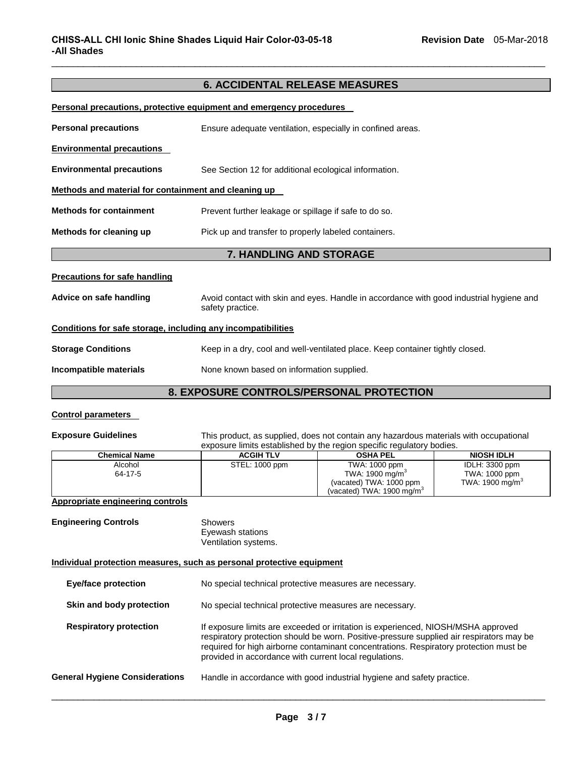## 6. ACCIDENTAL RELEASE MEASURES

**Personal precautions, protective equipment and emergency procedures**

**Personal precautions** Ensure adequate ventilation, especially in confined areas.

**Environmental precautions**

**Environmental precautions** See Section 12 for additional ecological information.

**Methods and material for containment and cleaning up**

**Methods for containment** Prevent further leakage or spillage if safe to do so.

**Methods for cleaning up** Pick up and transfer to properly labeled containers.

## 7. HANDLING AND STORAGE

**Precautions for safe handling**

**Advice on safe handling** Avoid contact with skin and eyes. Handle in accordance with good industrial hygiene and safety practice.

**Conditions for safe storage, including any incompatibilities**

**Storage Conditions** Keep in a dry, cool and well-ventilated place. Keep container tightly closed.

**Incompatible materials** None known based on information supplied.

## 8. EXPOSURE CONTROLS/PERSONAL PROTECTION

**Control parameters**

**Exposure Guidelines** This product, as supplied, does not contain any hazardous materials with occupational exposure limits established by the region specific regulatory bodies.

| Chemical Name | ACGIH TLV | OSHA PEL | NIOSH IDLH |
|---|---|---|---|
| Alcohol<br>64-17-5 | STEL: 1000 ppm | TWA: 1000 ppm<br>TWA: 1900 mg/m$^3$<br>(vacated) TWA: 1000 ppm<br>(vacated) TWA: 1900 mg/m$^3$ | IDLH: 3300 ppm<br>TWA: 1000 ppm<br>TWA: 1900 mg/m$^3$ |

**Appropriate engineering controls**

**Engineering Controls** Showers
Eyewash stations
Ventilation systems.

**Individual protection measures, such as personal protective equipment**

**Eye/face protection** No special technical protective measures are necessary.

**Skin and body protection** No special technical protective measures are necessary.

**Respiratory protection** If exposure limits are exceeded or irritation is experienced, NIOSH/MSHA approved respiratory protection should be worn. Positive-pressure supplied air respirators may be required for high airborne contaminant concentrations. Respiratory protection must be provided in accordance with current local regulations.

**General Hygiene Considerations** Handle in accordance with good industrial hygiene and safety practice.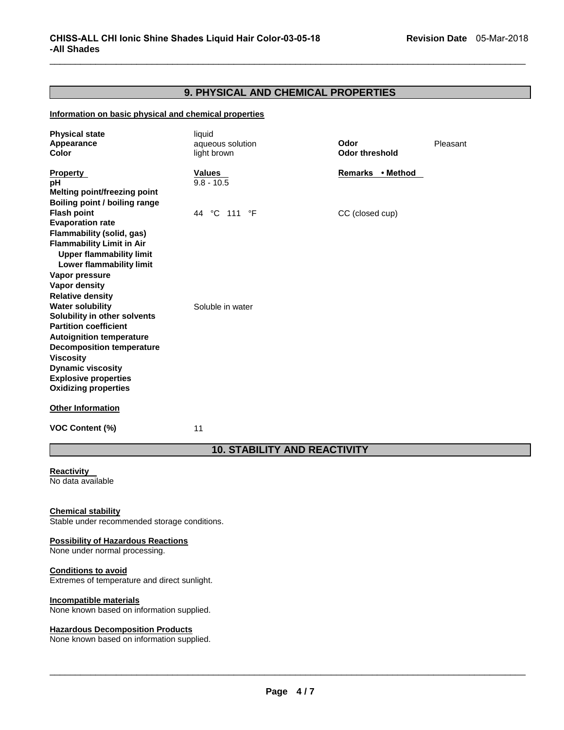## 9. PHYSICAL AND CHEMICAL PROPERTIES

**Information on basic physical and chemical properties**

| | | | |
|---|---|---|---|
| **Physical state** | liquid | | |
| **Appearance** | aqueous solution | **Odor** | Pleasant |
| **Color** | light brown | **Odor threshold** | |

| **Property** | **Values** | **Remarks • Method** |
|---|---|---|
| **pH** | 9.8 - 10.5 | |
| **Melting point/freezing point** | | |
| **Boiling point / boiling range** | | |
| **Flash point** | 44 °C 111 °F | CC (closed cup) |
| **Evaporation rate** | | |
| **Flammability (solid, gas)** | | |
| **Flammability Limit in Air** | | |
| **Upper flammability limit** | | |
| **Lower flammability limit** | | |
| **Vapor pressure** | | |
| **Vapor density** | | |
| **Relative density** | | |
| **Water solubility** | Soluble in water | |
| **Solubility in other solvents** | | |
| **Partition coefficient** | | |
| **Autoignition temperature** | | |
| **Decomposition temperature** | | |
| **Viscosity** | | |
| **Dynamic viscosity** | | |
| **Explosive properties** | | |
| **Oxidizing properties** | | |

**Other Information**

| | |
|---|---|
| **VOC Content (%)** | 11 |

## 10. STABILITY AND REACTIVITY

**Reactivity**
No data available

**Chemical stability**
Stable under recommended storage conditions.

**Possibility of Hazardous Reactions**
None under normal processing.

**Conditions to avoid**
Extremes of temperature and direct sunlight.

**Incompatible materials**
None known based on information supplied.

**Hazardous Decomposition Products**
None known based on information supplied.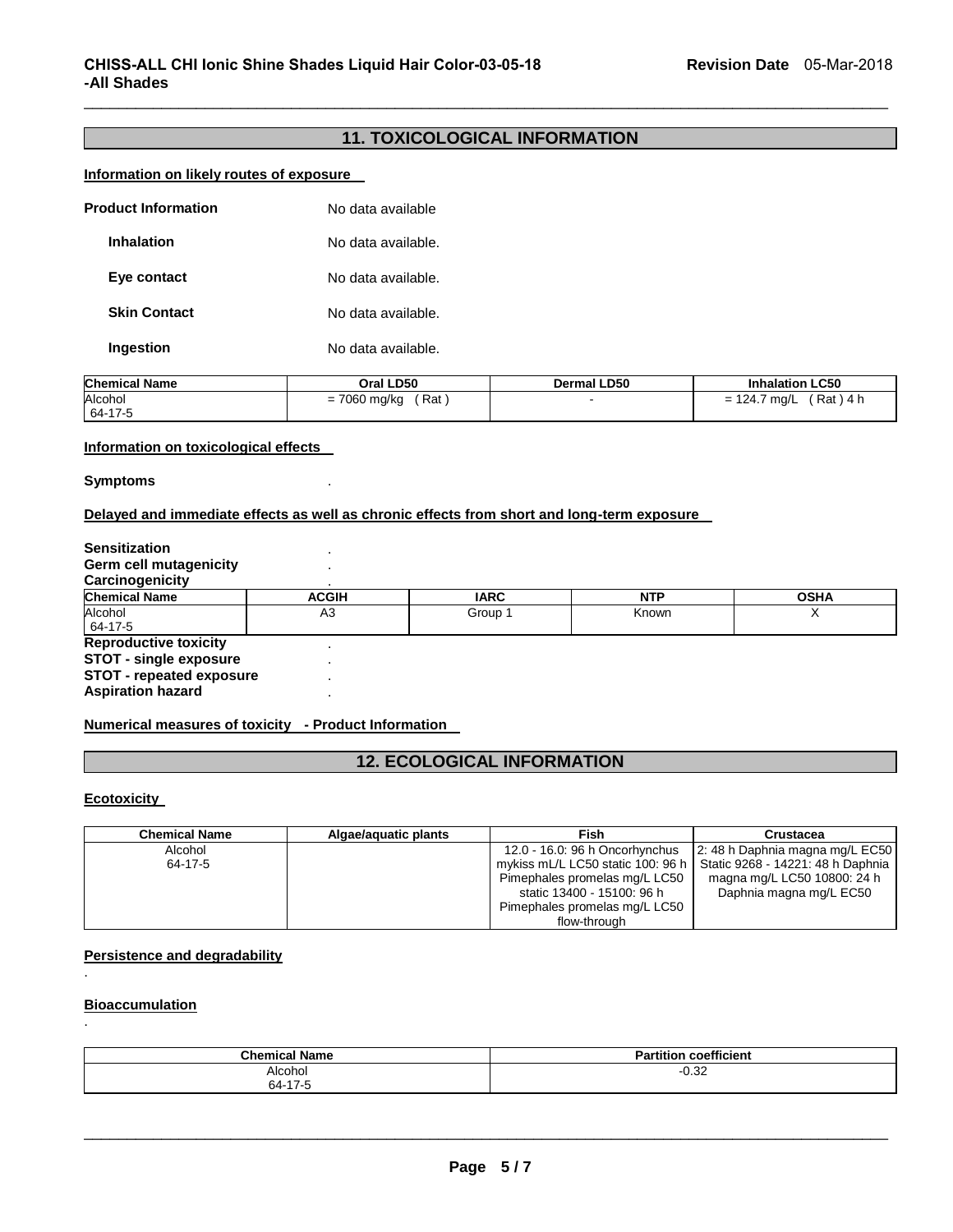## 11. TOXICOLOGICAL INFORMATION

**Information on likely routes of exposure**

**Product Information** No data available

**Inhalation** No data available.

**Eye contact** No data available.

**Skin Contact** No data available.

**Ingestion** No data available.

| Chemical Name | Oral LD50 | Dermal LD50 | Inhalation LC50 |
|---|---|---|---|
| Alcohol<br>64-17-5 | = 7060 mg/kg ( Rat ) | - | = 124.7 mg/L ( Rat ) 4 h |

**Information on toxicological effects**

**Symptoms** .

**Delayed and immediate effects as well as chronic effects from short and long-term exposure**

**Sensitization** .
**Germ cell mutagenicity** .
**Carcinogenicity** .

| Chemical Name | ACGIH | IARC | NTP | OSHA |
|---|---|---|---|---|
| Alcohol<br>64-17-5 | A3 | Group 1 | Known | X |

**Reproductive toxicity** .
**STOT - single exposure** .
**STOT - repeated exposure** .
**Aspiration hazard** .

**Numerical measures of toxicity - Product Information**

## 12. ECOLOGICAL INFORMATION

**Ecotoxicity**

| Chemical Name | Algae/aquatic plants | Fish | Crustacea |
|---|---|---|---|
| Alcohol<br>64-17-5 | | 12.0 - 16.0: 96 h Oncorhynchus mykiss mL/L LC50 static 100: 96 h Pimephales promelas mg/L LC50 static 13400 - 15100: 96 h Pimephales promelas mg/L LC50 flow-through | 2: 48 h Daphnia magna mg/L EC50 Static 9268 - 14221: 48 h Daphnia magna mg/L LC50 10800: 24 h Daphnia magna mg/L EC50 |

**Persistence and degradability**

.

**Bioaccumulation**

.

| Chemical Name | Partition coefficient |
|---|---|
| Alcohol<br>64-17-5 | -0.32 |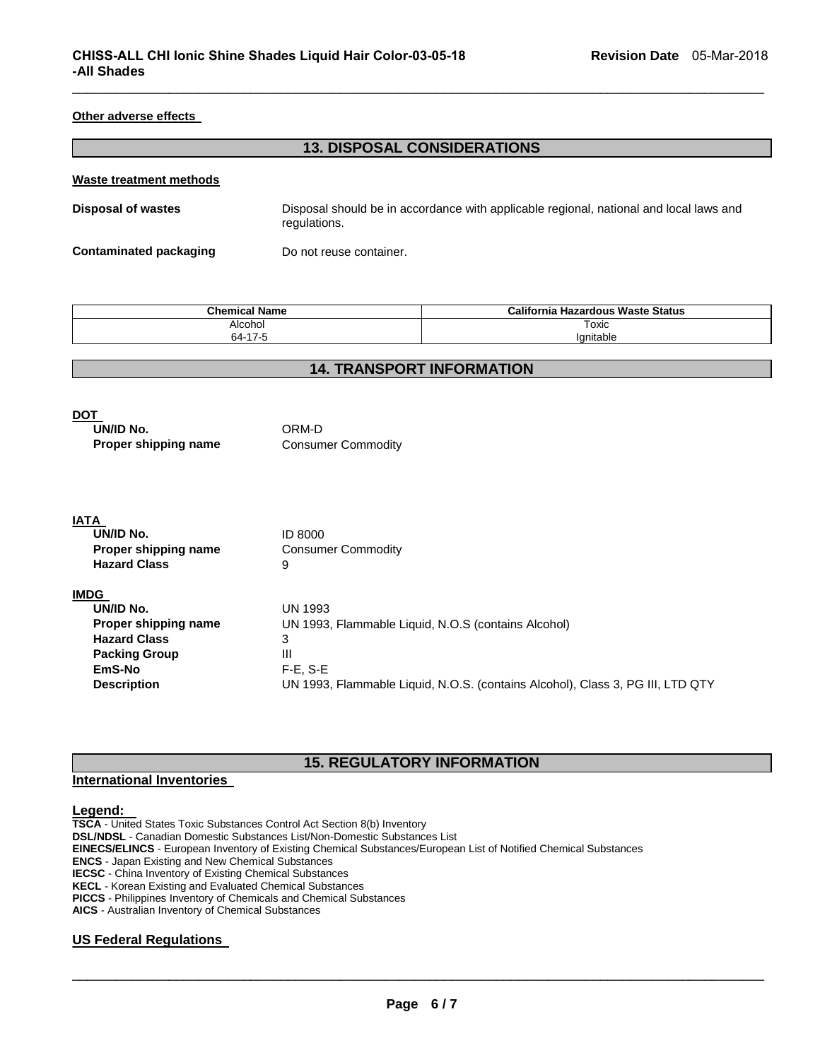**Other adverse effects**

## 13. DISPOSAL CONSIDERATIONS

**Waste treatment methods**

**Disposal of wastes** Disposal should be in accordance with applicable regional, national and local laws and regulations.

**Contaminated packaging** Do not reuse container.

| Chemical Name | California Hazardous Waste Status |
|---|---|
| Alcohol<br>64-17-5 | Toxic<br>Ignitable |

## 14. TRANSPORT INFORMATION

**DOT**

**UN/ID No.** ORM-D
**Proper shipping name** Consumer Commodity

**IATA**

**UN/ID No.** ID 8000
**Proper shipping name** Consumer Commodity
**Hazard Class** 9

**IMDG**

**UN/ID No.** UN 1993
**Proper shipping name** UN 1993, Flammable Liquid, N.O.S (contains Alcohol)
**Hazard Class** 3
**Packing Group** III
**EmS-No** F-E, S-E
**Description** UN 1993, Flammable Liquid, N.O.S. (contains Alcohol), Class 3, PG III, LTD QTY

## 15. REGULATORY INFORMATION

**International Inventories**

**Legend:**

**TSCA** - United States Toxic Substances Control Act Section 8(b) Inventory
**DSL/NDSL** - Canadian Domestic Substances List/Non-Domestic Substances List
**EINECS/ELINCS** - European Inventory of Existing Chemical Substances/European List of Notified Chemical Substances
**ENCS** - Japan Existing and New Chemical Substances
**IECSC** - China Inventory of Existing Chemical Substances
**KECL** - Korean Existing and Evaluated Chemical Substances
**PICCS** - Philippines Inventory of Chemicals and Chemical Substances
**AICS** - Australian Inventory of Chemical Substances

**US Federal Regulations**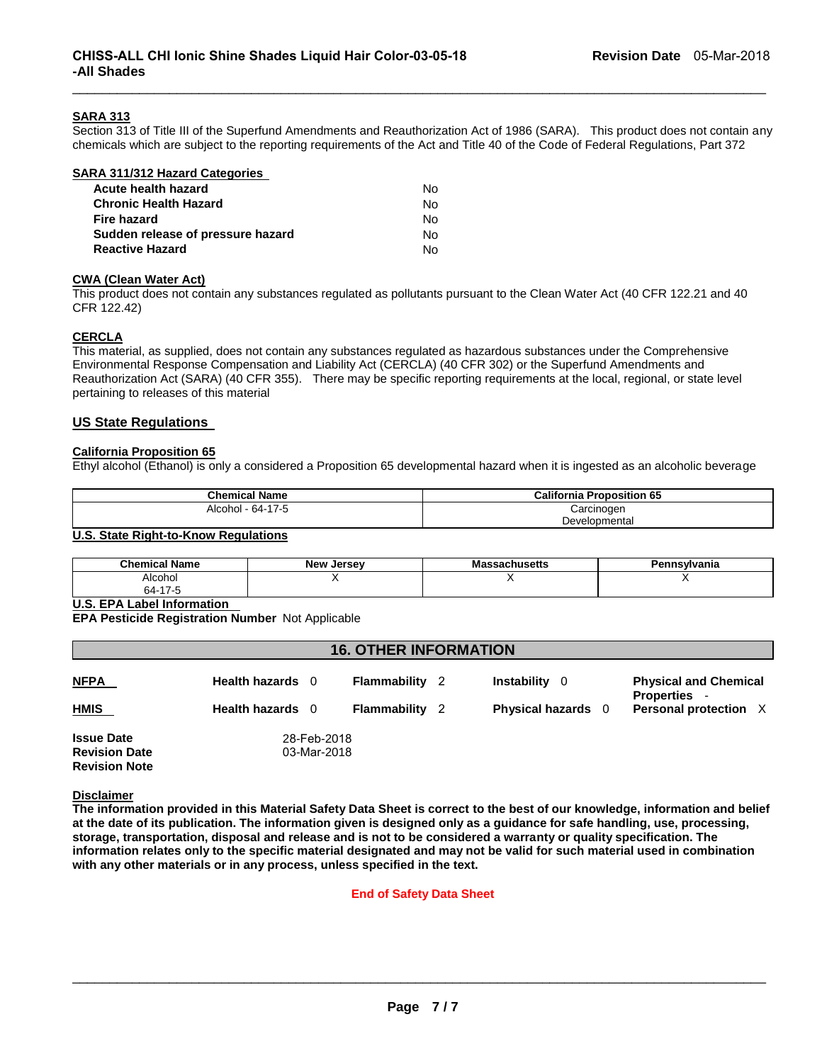### SARA 313

Section 313 of Title III of the Superfund Amendments and Reauthorization Act of 1986 (SARA). This product does not contain any chemicals which are subject to the reporting requirements of the Act and Title 40 of the Code of Federal Regulations, Part 372

### SARA 311/312 Hazard Categories

| | |
|---|---|
| **Acute health hazard** | No |
| **Chronic Health Hazard** | No |
| **Fire hazard** | No |
| **Sudden release of pressure hazard** | No |
| **Reactive Hazard** | No |

### CWA (Clean Water Act)

This product does not contain any substances regulated as pollutants pursuant to the Clean Water Act (40 CFR 122.21 and 40 CFR 122.42)

### CERCLA

This material, as supplied, does not contain any substances regulated as hazardous substances under the Comprehensive Environmental Response Compensation and Liability Act (CERCLA) (40 CFR 302) or the Superfund Amendments and Reauthorization Act (SARA) (40 CFR 355). There may be specific reporting requirements at the local, regional, or state level pertaining to releases of this material

## US State Regulations

### California Proposition 65

Ethyl alcohol (Ethanol) is only a considered a Proposition 65 developmental hazard when it is ingested as an alcoholic beverage

| Chemical Name | California Proposition 65 |
|---|---|
| Alcohol - 64-17-5 | Carcinogen<br>Developmental |

### U.S. State Right-to-Know Regulations

| Chemical Name | New Jersey | Massachusetts | Pennsylvania |
|---|---|---|---|
| Alcohol<br>64-17-5 | X | X | X |

### U.S. EPA Label Information

**EPA Pesticide Registration Number** Not Applicable

## 16. OTHER INFORMATION

| | | | | |
|---|---|---|---|---|
| **NFPA** | **Health hazards** 0 | **Flammability** 2 | **Instability** 0 | **Physical and Chemical Properties** - |
| **HMIS** | **Health hazards** 0 | **Flammability** 2 | **Physical hazards** 0 | **Personal protection** X |

**Issue Date** 28-Feb-2018
**Revision Date** 03-Mar-2018
**Revision Note**

### Disclaimer

**The information provided in this Material Safety Data Sheet is correct to the best of our knowledge, information and belief at the date of its publication. The information given is designed only as a guidance for safe handling, use, processing, storage, transportation, disposal and release and is not to be considered a warranty or quality specification. The information relates only to the specific material designated and may not be valid for such material used in combination with any other materials or in any process, unless specified in the text.**

**End of Safety Data Sheet**